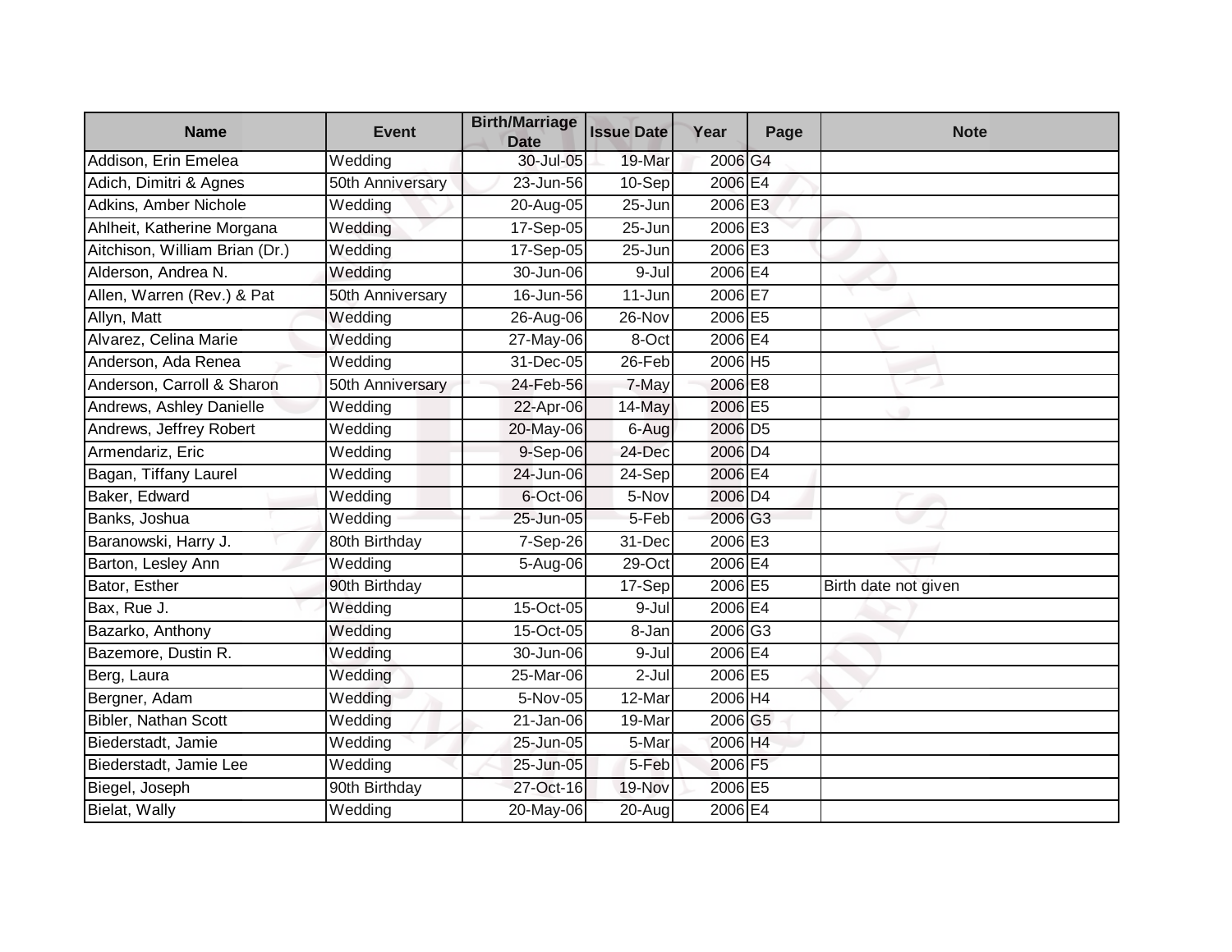| Name | Event | Birth/Marriage Date | Issue Date | Year | Page | Note |
|---|---|---|---|---|---|---|
| Addison, Erin Emelea | Wedding | 30-Jul-05 | 19-Mar | 2006 | G4 | |
| Adich, Dimitri & Agnes | 50th Anniversary | 23-Jun-56 | 10-Sep | 2006 | E4 | |
| Adkins, Amber Nichole | Wedding | 20-Aug-05 | 25-Jun | 2006 | E3 | |
| Ahlheit, Katherine Morgana | Wedding | 17-Sep-05 | 25-Jun | 2006 | E3 | |
| Aitchison, William Brian (Dr.) | Wedding | 17-Sep-05 | 25-Jun | 2006 | E3 | |
| Alderson, Andrea N. | Wedding | 30-Jun-06 | 9-Jul | 2006 | E4 | |
| Allen, Warren (Rev.) & Pat | 50th Anniversary | 16-Jun-56 | 11-Jun | 2006 | E7 | |
| Allyn, Matt | Wedding | 26-Aug-06 | 26-Nov | 2006 | E5 | |
| Alvarez, Celina Marie | Wedding | 27-May-06 | 8-Oct | 2006 | E4 | |
| Anderson, Ada Renea | Wedding | 31-Dec-05 | 26-Feb | 2006 | H5 | |
| Anderson, Carroll & Sharon | 50th Anniversary | 24-Feb-56 | 7-May | 2006 | E8 | |
| Andrews, Ashley Danielle | Wedding | 22-Apr-06 | 14-May | 2006 | E5 | |
| Andrews, Jeffrey Robert | Wedding | 20-May-06 | 6-Aug | 2006 | D5 | |
| Armendariz, Eric | Wedding | 9-Sep-06 | 24-Dec | 2006 | D4 | |
| Bagan, Tiffany Laurel | Wedding | 24-Jun-06 | 24-Sep | 2006 | E4 | |
| Baker, Edward | Wedding | 6-Oct-06 | 5-Nov | 2006 | D4 | |
| Banks, Joshua | Wedding | 25-Jun-05 | 5-Feb | 2006 | G3 | |
| Baranowski, Harry J. | 80th Birthday | 7-Sep-26 | 31-Dec | 2006 | E3 | |
| Barton, Lesley Ann | Wedding | 5-Aug-06 | 29-Oct | 2006 | E4 | |
| Bator, Esther | 90th Birthday | | 17-Sep | 2006 | E5 | Birth date not given |
| Bax, Rue J. | Wedding | 15-Oct-05 | 9-Jul | 2006 | E4 | |
| Bazarko, Anthony | Wedding | 15-Oct-05 | 8-Jan | 2006 | G3 | |
| Bazemore, Dustin R. | Wedding | 30-Jun-06 | 9-Jul | 2006 | E4 | |
| Berg, Laura | Wedding | 25-Mar-06 | 2-Jul | 2006 | E5 | |
| Bergner, Adam | Wedding | 5-Nov-05 | 12-Mar | 2006 | H4 | |
| Bibler, Nathan Scott | Wedding | 21-Jan-06 | 19-Mar | 2006 | G5 | |
| Biederstadt, Jamie | Wedding | 25-Jun-05 | 5-Mar | 2006 | H4 | |
| Biederstadt, Jamie Lee | Wedding | 25-Jun-05 | 5-Feb | 2006 | F5 | |
| Biegel, Joseph | 90th Birthday | 27-Oct-16 | 19-Nov | 2006 | E5 | |
| Bielat, Wally | Wedding | 20-May-06 | 20-Aug | 2006 | E4 | |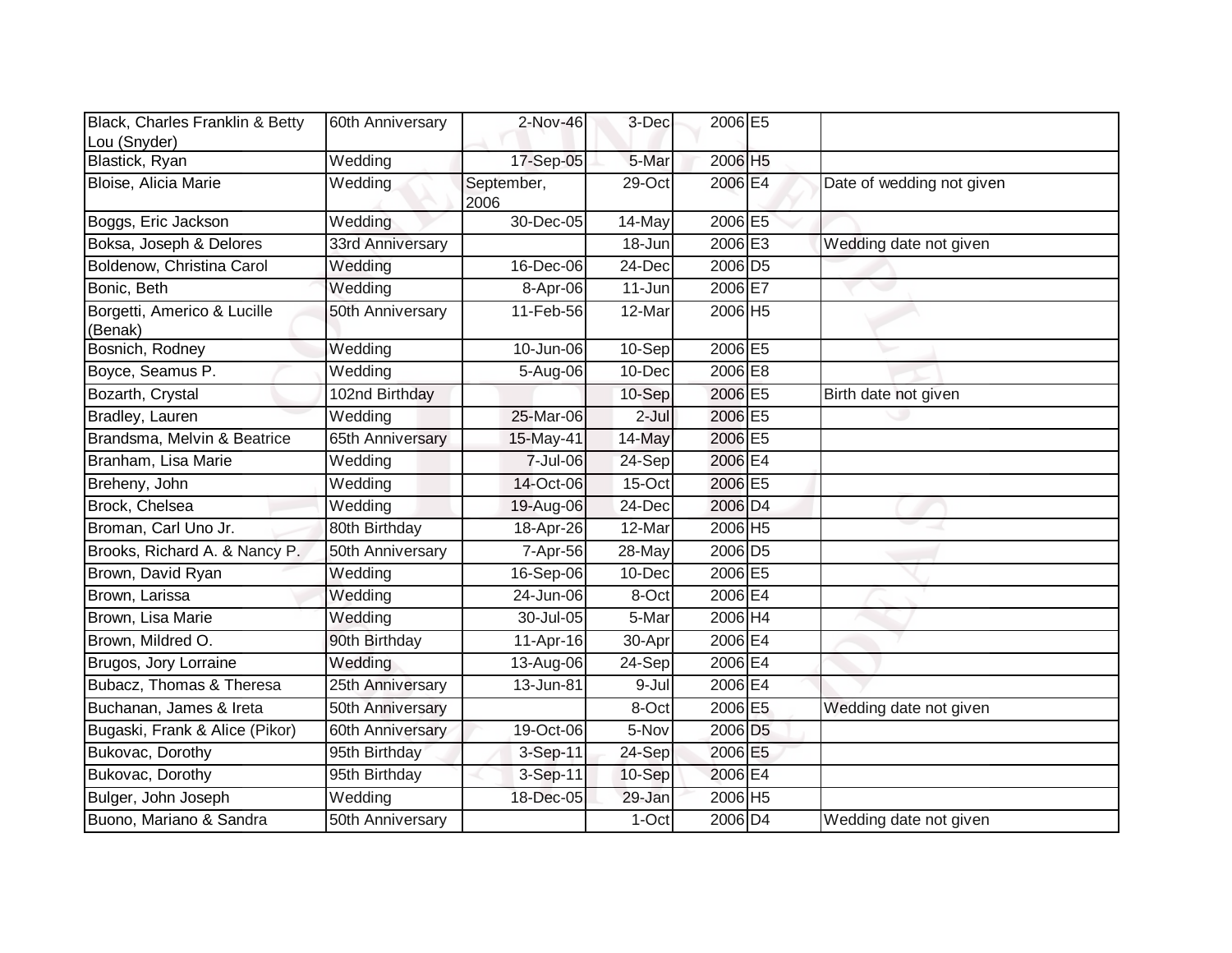| | | | | | | |
|---|---|---|---|---|---|---|
| Black, Charles Franklin & Betty Lou (Snyder) | 60th Anniversary | 2-Nov-46 | 3-Dec | 2006 | E5 | |
| Blastick, Ryan | Wedding | 17-Sep-05 | 5-Mar | 2006 | H5 | |
| Bloise, Alicia Marie | Wedding | September, 2006 | 29-Oct | 2006 | E4 | Date of wedding not given |
| Boggs, Eric Jackson | Wedding | 30-Dec-05 | 14-May | 2006 | E5 | |
| Boksa, Joseph & Delores | 33rd Anniversary | | 18-Jun | 2006 | E3 | Wedding date not given |
| Boldenow, Christina Carol | Wedding | 16-Dec-06 | 24-Dec | 2006 | D5 | |
| Bonic, Beth | Wedding | 8-Apr-06 | 11-Jun | 2006 | E7 | |
| Borgetti, Americo & Lucille (Benak) | 50th Anniversary | 11-Feb-56 | 12-Mar | 2006 | H5 | |
| Bosnich, Rodney | Wedding | 10-Jun-06 | 10-Sep | 2006 | E5 | |
| Boyce, Seamus P. | Wedding | 5-Aug-06 | 10-Dec | 2006 | E8 | |
| Bozarth, Crystal | 102nd Birthday | | 10-Sep | 2006 | E5 | Birth date not given |
| Bradley, Lauren | Wedding | 25-Mar-06 | 2-Jul | 2006 | E5 | |
| Brandsma, Melvin & Beatrice | 65th Anniversary | 15-May-41 | 14-May | 2006 | E5 | |
| Branham, Lisa Marie | Wedding | 7-Jul-06 | 24-Sep | 2006 | E4 | |
| Breheny, John | Wedding | 14-Oct-06 | 15-Oct | 2006 | E5 | |
| Brock, Chelsea | Wedding | 19-Aug-06 | 24-Dec | 2006 | D4 | |
| Broman, Carl Uno Jr. | 80th Birthday | 18-Apr-26 | 12-Mar | 2006 | H5 | |
| Brooks, Richard A. & Nancy P. | 50th Anniversary | 7-Apr-56 | 28-May | 2006 | D5 | |
| Brown, David Ryan | Wedding | 16-Sep-06 | 10-Dec | 2006 | E5 | |
| Brown, Larissa | Wedding | 24-Jun-06 | 8-Oct | 2006 | E4 | |
| Brown, Lisa Marie | Wedding | 30-Jul-05 | 5-Mar | 2006 | H4 | |
| Brown, Mildred O. | 90th Birthday | 11-Apr-16 | 30-Apr | 2006 | E4 | |
| Brugos, Jory Lorraine | Wedding | 13-Aug-06 | 24-Sep | 2006 | E4 | |
| Bubacz, Thomas & Theresa | 25th Anniversary | 13-Jun-81 | 9-Jul | 2006 | E4 | |
| Buchanan, James & Ireta | 50th Anniversary | | 8-Oct | 2006 | E5 | Wedding date not given |
| Bugaski, Frank & Alice (Pikor) | 60th Anniversary | 19-Oct-06 | 5-Nov | 2006 | D5 | |
| Bukovac, Dorothy | 95th Birthday | 3-Sep-11 | 24-Sep | 2006 | E5 | |
| Bukovac, Dorothy | 95th Birthday | 3-Sep-11 | 10-Sep | 2006 | E4 | |
| Bulger, John Joseph | Wedding | 18-Dec-05 | 29-Jan | 2006 | H5 | |
| Buono, Mariano & Sandra | 50th Anniversary | | 1-Oct | 2006 | D4 | Wedding date not given |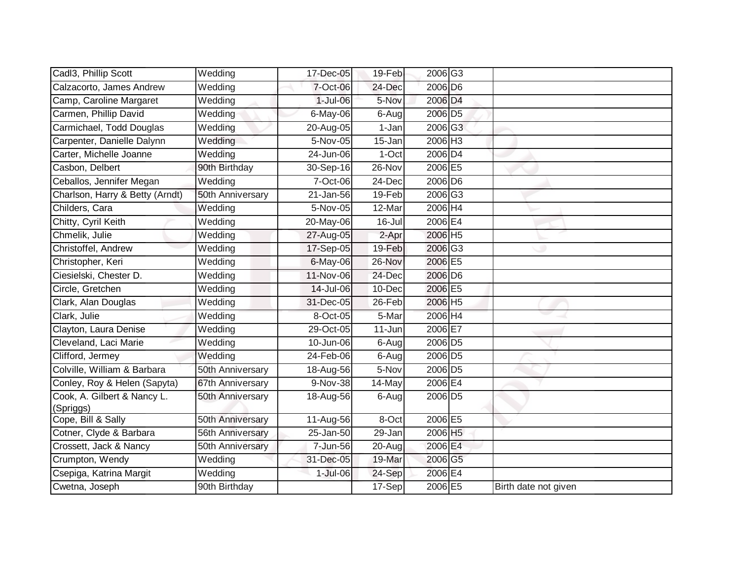| | | | | | | |
|---|---|---|---|---|---|---|
| Cadl3, Phillip Scott | Wedding | 17-Dec-05 | 19-Feb | 2006 | G3 | |
| Calzacorto, James Andrew | Wedding | 7-Oct-06 | 24-Dec | 2006 | D6 | |
| Camp, Caroline Margaret | Wedding | 1-Jul-06 | 5-Nov | 2006 | D4 | |
| Carmen, Phillip David | Wedding | 6-May-06 | 6-Aug | 2006 | D5 | |
| Carmichael, Todd Douglas | Wedding | 20-Aug-05 | 1-Jan | 2006 | G3 | |
| Carpenter, Danielle Dalynn | Wedding | 5-Nov-05 | 15-Jan | 2006 | H3 | |
| Carter, Michelle Joanne | Wedding | 24-Jun-06 | 1-Oct | 2006 | D4 | |
| Casbon, Delbert | 90th Birthday | 30-Sep-16 | 26-Nov | 2006 | E5 | |
| Ceballos, Jennifer Megan | Wedding | 7-Oct-06 | 24-Dec | 2006 | D6 | |
| Charlson, Harry & Betty (Arndt) | 50th Anniversary | 21-Jan-56 | 19-Feb | 2006 | G3 | |
| Childers, Cara | Wedding | 5-Nov-05 | 12-Mar | 2006 | H4 | |
| Chitty, Cyril Keith | Wedding | 20-May-06 | 16-Jul | 2006 | E4 | |
| Chmelik, Julie | Wedding | 27-Aug-05 | 2-Apr | 2006 | H5 | |
| Christoffel, Andrew | Wedding | 17-Sep-05 | 19-Feb | 2006 | G3 | |
| Christopher, Keri | Wedding | 6-May-06 | 26-Nov | 2006 | E5 | |
| Ciesielski, Chester D. | Wedding | 11-Nov-06 | 24-Dec | 2006 | D6 | |
| Circle, Gretchen | Wedding | 14-Jul-06 | 10-Dec | 2006 | E5 | |
| Clark, Alan Douglas | Wedding | 31-Dec-05 | 26-Feb | 2006 | H5 | |
| Clark, Julie | Wedding | 8-Oct-05 | 5-Mar | 2006 | H4 | |
| Clayton, Laura Denise | Wedding | 29-Oct-05 | 11-Jun | 2006 | E7 | |
| Cleveland, Laci Marie | Wedding | 10-Jun-06 | 6-Aug | 2006 | D5 | |
| Clifford, Jermey | Wedding | 24-Feb-06 | 6-Aug | 2006 | D5 | |
| Colville, William & Barbara | 50th Anniversary | 18-Aug-56 | 5-Nov | 2006 | D5 | |
| Conley, Roy & Helen (Sapyta) | 67th Anniversary | 9-Nov-38 | 14-May | 2006 | E4 | |
| Cook, A. Gilbert & Nancy L. (Spriggs) | 50th Anniversary | 18-Aug-56 | 6-Aug | 2006 | D5 | |
| Cope, Bill & Sally | 50th Anniversary | 11-Aug-56 | 8-Oct | 2006 | E5 | |
| Cotner, Clyde & Barbara | 56th Anniversary | 25-Jan-50 | 29-Jan | 2006 | H5 | |
| Crossett, Jack & Nancy | 50th Anniversary | 7-Jun-56 | 20-Aug | 2006 | E4 | |
| Crumpton, Wendy | Wedding | 31-Dec-05 | 19-Mar | 2006 | G5 | |
| Csepiga, Katrina Margit | Wedding | 1-Jul-06 | 24-Sep | 2006 | E4 | |
| Cwetna, Joseph | 90th Birthday | | 17-Sep | 2006 | E5 | Birth date not given |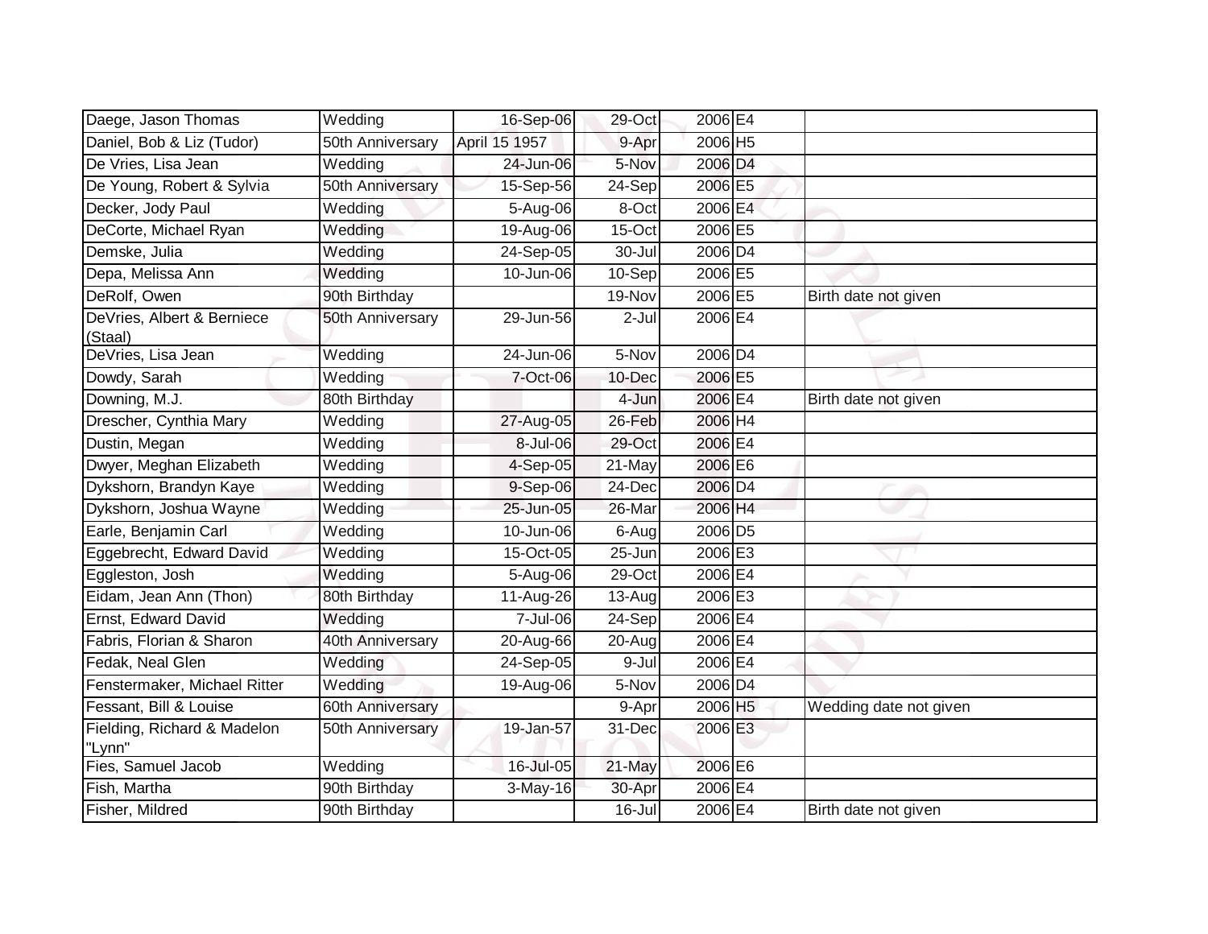| | | | | | | |
|---|---|---|---|---|---|---|
| Daege, Jason Thomas | Wedding | 16-Sep-06 | 29-Oct | 2006 | E4 | |
| Daniel, Bob & Liz (Tudor) | 50th Anniversary | April 15 1957 | 9-Apr | 2006 | H5 | |
| De Vries, Lisa Jean | Wedding | 24-Jun-06 | 5-Nov | 2006 | D4 | |
| De Young, Robert & Sylvia | 50th Anniversary | 15-Sep-56 | 24-Sep | 2006 | E5 | |
| Decker, Jody Paul | Wedding | 5-Aug-06 | 8-Oct | 2006 | E4 | |
| DeCorte, Michael Ryan | Wedding | 19-Aug-06 | 15-Oct | 2006 | E5 | |
| Demske, Julia | Wedding | 24-Sep-05 | 30-Jul | 2006 | D4 | |
| Depa, Melissa Ann | Wedding | 10-Jun-06 | 10-Sep | 2006 | E5 | |
| DeRolf, Owen | 90th Birthday | | 19-Nov | 2006 | E5 | Birth date not given |
| DeVries, Albert & Berniece (Staal) | 50th Anniversary | 29-Jun-56 | 2-Jul | 2006 | E4 | |
| DeVries, Lisa Jean | Wedding | 24-Jun-06 | 5-Nov | 2006 | D4 | |
| Dowdy, Sarah | Wedding | 7-Oct-06 | 10-Dec | 2006 | E5 | |
| Downing, M.J. | 80th Birthday | | 4-Jun | 2006 | E4 | Birth date not given |
| Drescher, Cynthia Mary | Wedding | 27-Aug-05 | 26-Feb | 2006 | H4 | |
| Dustin, Megan | Wedding | 8-Jul-06 | 29-Oct | 2006 | E4 | |
| Dwyer, Meghan Elizabeth | Wedding | 4-Sep-05 | 21-May | 2006 | E6 | |
| Dykshorn, Brandyn Kaye | Wedding | 9-Sep-06 | 24-Dec | 2006 | D4 | |
| Dykshorn, Joshua Wayne | Wedding | 25-Jun-05 | 26-Mar | 2006 | H4 | |
| Earle, Benjamin Carl | Wedding | 10-Jun-06 | 6-Aug | 2006 | D5 | |
| Eggebrecht, Edward David | Wedding | 15-Oct-05 | 25-Jun | 2006 | E3 | |
| Eggleston, Josh | Wedding | 5-Aug-06 | 29-Oct | 2006 | E4 | |
| Eidam, Jean Ann (Thon) | 80th Birthday | 11-Aug-26 | 13-Aug | 2006 | E3 | |
| Ernst, Edward David | Wedding | 7-Jul-06 | 24-Sep | 2006 | E4 | |
| Fabris, Florian & Sharon | 40th Anniversary | 20-Aug-66 | 20-Aug | 2006 | E4 | |
| Fedak, Neal Glen | Wedding | 24-Sep-05 | 9-Jul | 2006 | E4 | |
| Fenstermaker, Michael Ritter | Wedding | 19-Aug-06 | 5-Nov | 2006 | D4 | |
| Fessant, Bill & Louise | 60th Anniversary | | 9-Apr | 2006 | H5 | Wedding date not given |
| Fielding, Richard & Madelon "Lynn" | 50th Anniversary | 19-Jan-57 | 31-Dec | 2006 | E3 | |
| Fies, Samuel Jacob | Wedding | 16-Jul-05 | 21-May | 2006 | E6 | |
| Fish, Martha | 90th Birthday | 3-May-16 | 30-Apr | 2006 | E4 | |
| Fisher, Mildred | 90th Birthday | | 16-Jul | 2006 | E4 | Birth date not given |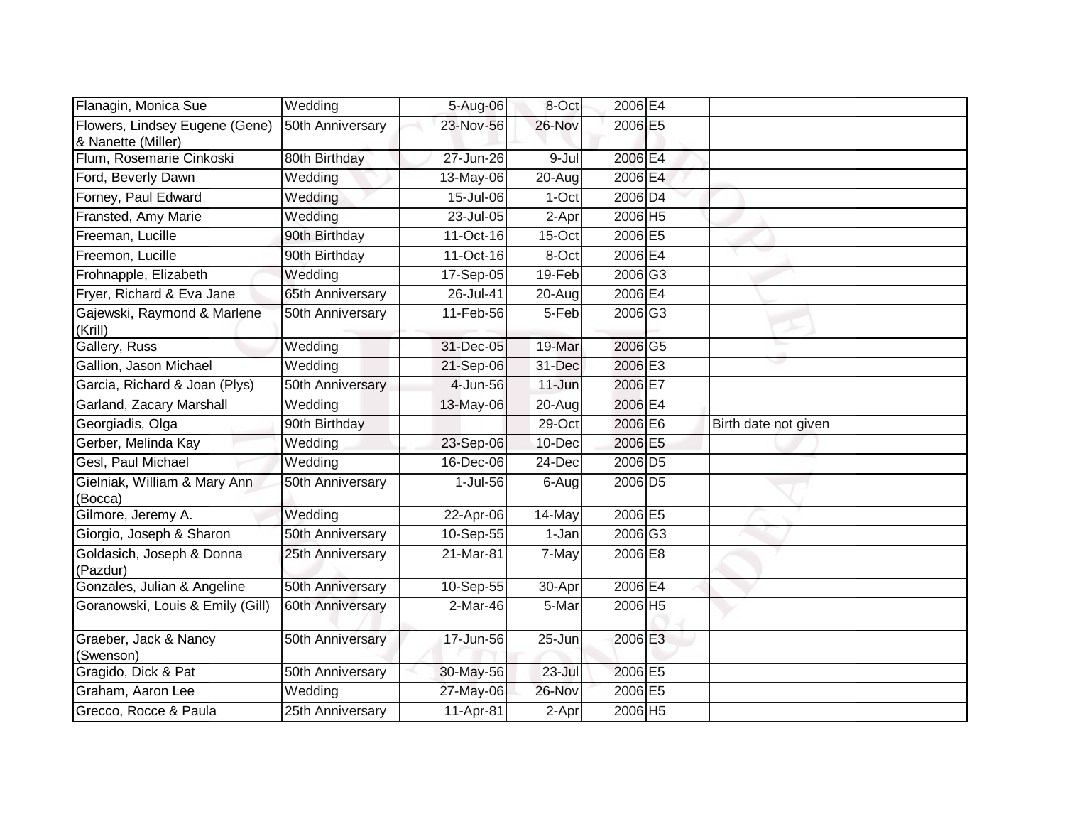| | | | | | | |
|---|---|---|---|---|---|---|
| Flanagin, Monica Sue | Wedding | 5-Aug-06 | 8-Oct | 2006 | E4 | |
| Flowers, Lindsey Eugene (Gene) & Nanette (Miller) | 50th Anniversary | 23-Nov-56 | 26-Nov | 2006 | E5 | |
| Flum, Rosemarie Cinkoski | 80th Birthday | 27-Jun-26 | 9-Jul | 2006 | E4 | |
| Ford, Beverly Dawn | Wedding | 13-May-06 | 20-Aug | 2006 | E4 | |
| Forney, Paul Edward | Wedding | 15-Jul-06 | 1-Oct | 2006 | D4 | |
| Fransted, Amy Marie | Wedding | 23-Jul-05 | 2-Apr | 2006 | H5 | |
| Freeman, Lucille | 90th Birthday | 11-Oct-16 | 15-Oct | 2006 | E5 | |
| Freemon, Lucille | 90th Birthday | 11-Oct-16 | 8-Oct | 2006 | E4 | |
| Frohnapple, Elizabeth | Wedding | 17-Sep-05 | 19-Feb | 2006 | G3 | |
| Fryer, Richard & Eva Jane | 65th Anniversary | 26-Jul-41 | 20-Aug | 2006 | E4 | |
| Gajewski, Raymond & Marlene (Krill) | 50th Anniversary | 11-Feb-56 | 5-Feb | 2006 | G3 | |
| Gallery, Russ | Wedding | 31-Dec-05 | 19-Mar | 2006 | G5 | |
| Gallion, Jason Michael | Wedding | 21-Sep-06 | 31-Dec | 2006 | E3 | |
| Garcia, Richard & Joan (Plys) | 50th Anniversary | 4-Jun-56 | 11-Jun | 2006 | E7 | |
| Garland, Zacary Marshall | Wedding | 13-May-06 | 20-Aug | 2006 | E4 | |
| Georgiadis, Olga | 90th Birthday | | 29-Oct | 2006 | E6 | Birth date not given |
| Gerber, Melinda Kay | Wedding | 23-Sep-06 | 10-Dec | 2006 | E5 | |
| Gesl, Paul Michael | Wedding | 16-Dec-06 | 24-Dec | 2006 | D5 | |
| Gielniak, William & Mary Ann (Bocca) | 50th Anniversary | 1-Jul-56 | 6-Aug | 2006 | D5 | |
| Gilmore, Jeremy A. | Wedding | 22-Apr-06 | 14-May | 2006 | E5 | |
| Giorgio, Joseph & Sharon | 50th Anniversary | 10-Sep-55 | 1-Jan | 2006 | G3 | |
| Goldasich, Joseph & Donna (Pazdur) | 25th Anniversary | 21-Mar-81 | 7-May | 2006 | E8 | |
| Gonzales, Julian & Angeline | 50th Anniversary | 10-Sep-55 | 30-Apr | 2006 | E4 | |
| Goranowski, Louis & Emily (Gill) | 60th Anniversary | 2-Mar-46 | 5-Mar | 2006 | H5 | |
| Graeber, Jack & Nancy (Swenson) | 50th Anniversary | 17-Jun-56 | 25-Jun | 2006 | E3 | |
| Gragido, Dick & Pat | 50th Anniversary | 30-May-56 | 23-Jul | 2006 | E5 | |
| Graham, Aaron Lee | Wedding | 27-May-06 | 26-Nov | 2006 | E5 | |
| Grecco, Rocce & Paula | 25th Anniversary | 11-Apr-81 | 2-Apr | 2006 | H5 | |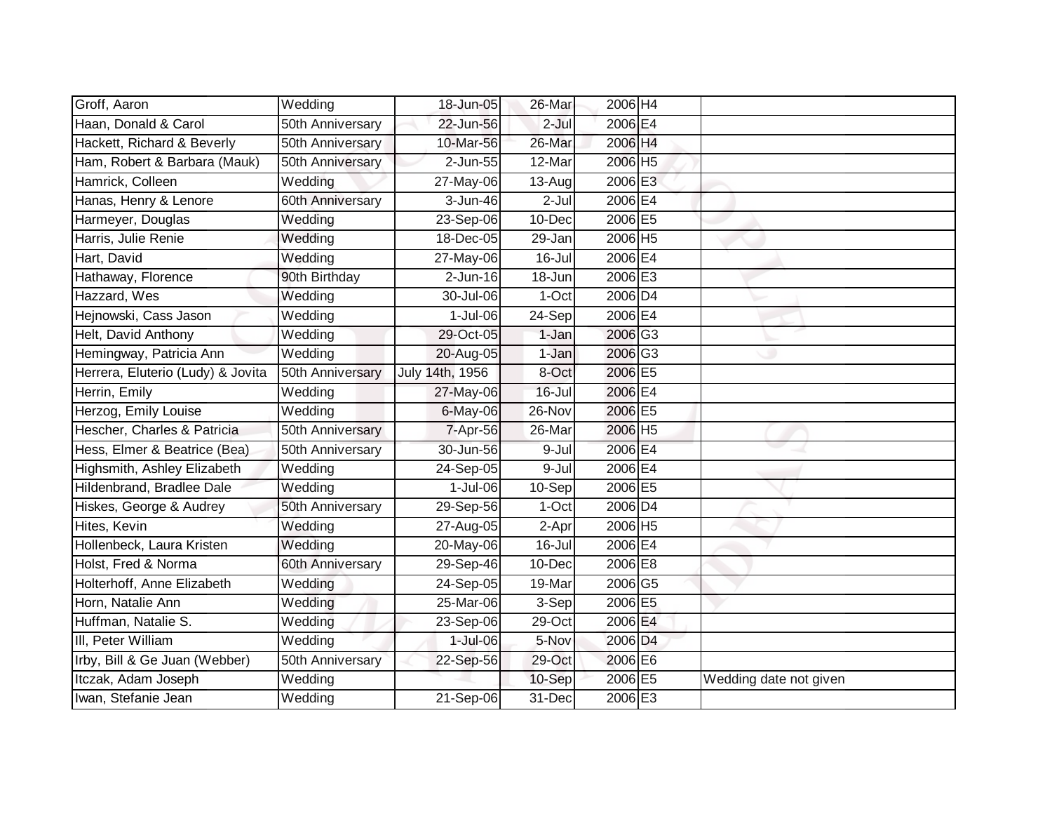| | | | | | | |
|---|---|---|---|---|---|---|
| Groff, Aaron | Wedding | 18-Jun-05 | 26-Mar | 2006 | H4 | |
| Haan, Donald & Carol | 50th Anniversary | 22-Jun-56 | 2-Jul | 2006 | E4 | |
| Hackett, Richard & Beverly | 50th Anniversary | 10-Mar-56 | 26-Mar | 2006 | H4 | |
| Ham, Robert & Barbara (Mauk) | 50th Anniversary | 2-Jun-55 | 12-Mar | 2006 | H5 | |
| Hamrick, Colleen | Wedding | 27-May-06 | 13-Aug | 2006 | E3 | |
| Hanas, Henry & Lenore | 60th Anniversary | 3-Jun-46 | 2-Jul | 2006 | E4 | |
| Harmeyer, Douglas | Wedding | 23-Sep-06 | 10-Dec | 2006 | E5 | |
| Harris, Julie Renie | Wedding | 18-Dec-05 | 29-Jan | 2006 | H5 | |
| Hart, David | Wedding | 27-May-06 | 16-Jul | 2006 | E4 | |
| Hathaway, Florence | 90th Birthday | 2-Jun-16 | 18-Jun | 2006 | E3 | |
| Hazzard, Wes | Wedding | 30-Jul-06 | 1-Oct | 2006 | D4 | |
| Hejnowski, Cass Jason | Wedding | 1-Jul-06 | 24-Sep | 2006 | E4 | |
| Helt, David Anthony | Wedding | 29-Oct-05 | 1-Jan | 2006 | G3 | |
| Hemingway, Patricia Ann | Wedding | 20-Aug-05 | 1-Jan | 2006 | G3 | |
| Herrera, Eluterio (Ludy) & Jovita | 50th Anniversary | July 14th, 1956 | 8-Oct | 2006 | E5 | |
| Herrin, Emily | Wedding | 27-May-06 | 16-Jul | 2006 | E4 | |
| Herzog, Emily Louise | Wedding | 6-May-06 | 26-Nov | 2006 | E5 | |
| Hescher, Charles & Patricia | 50th Anniversary | 7-Apr-56 | 26-Mar | 2006 | H5 | |
| Hess, Elmer & Beatrice (Bea) | 50th Anniversary | 30-Jun-56 | 9-Jul | 2006 | E4 | |
| Highsmith, Ashley Elizabeth | Wedding | 24-Sep-05 | 9-Jul | 2006 | E4 | |
| Hildenbrand, Bradlee Dale | Wedding | 1-Jul-06 | 10-Sep | 2006 | E5 | |
| Hiskes, George & Audrey | 50th Anniversary | 29-Sep-56 | 1-Oct | 2006 | D4 | |
| Hites, Kevin | Wedding | 27-Aug-05 | 2-Apr | 2006 | H5 | |
| Hollenbeck, Laura Kristen | Wedding | 20-May-06 | 16-Jul | 2006 | E4 | |
| Holst, Fred & Norma | 60th Anniversary | 29-Sep-46 | 10-Dec | 2006 | E8 | |
| Holterhoff, Anne Elizabeth | Wedding | 24-Sep-05 | 19-Mar | 2006 | G5 | |
| Horn, Natalie Ann | Wedding | 25-Mar-06 | 3-Sep | 2006 | E5 | |
| Huffman, Natalie S. | Wedding | 23-Sep-06 | 29-Oct | 2006 | E4 | |
| Ill, Peter William | Wedding | 1-Jul-06 | 5-Nov | 2006 | D4 | |
| Irby, Bill & Ge Juan (Webber) | 50th Anniversary | 22-Sep-56 | 29-Oct | 2006 | E6 | |
| Itczak, Adam Joseph | Wedding | | 10-Sep | 2006 | E5 | Wedding date not given |
| Iwan, Stefanie Jean | Wedding | 21-Sep-06 | 31-Dec | 2006 | E3 | |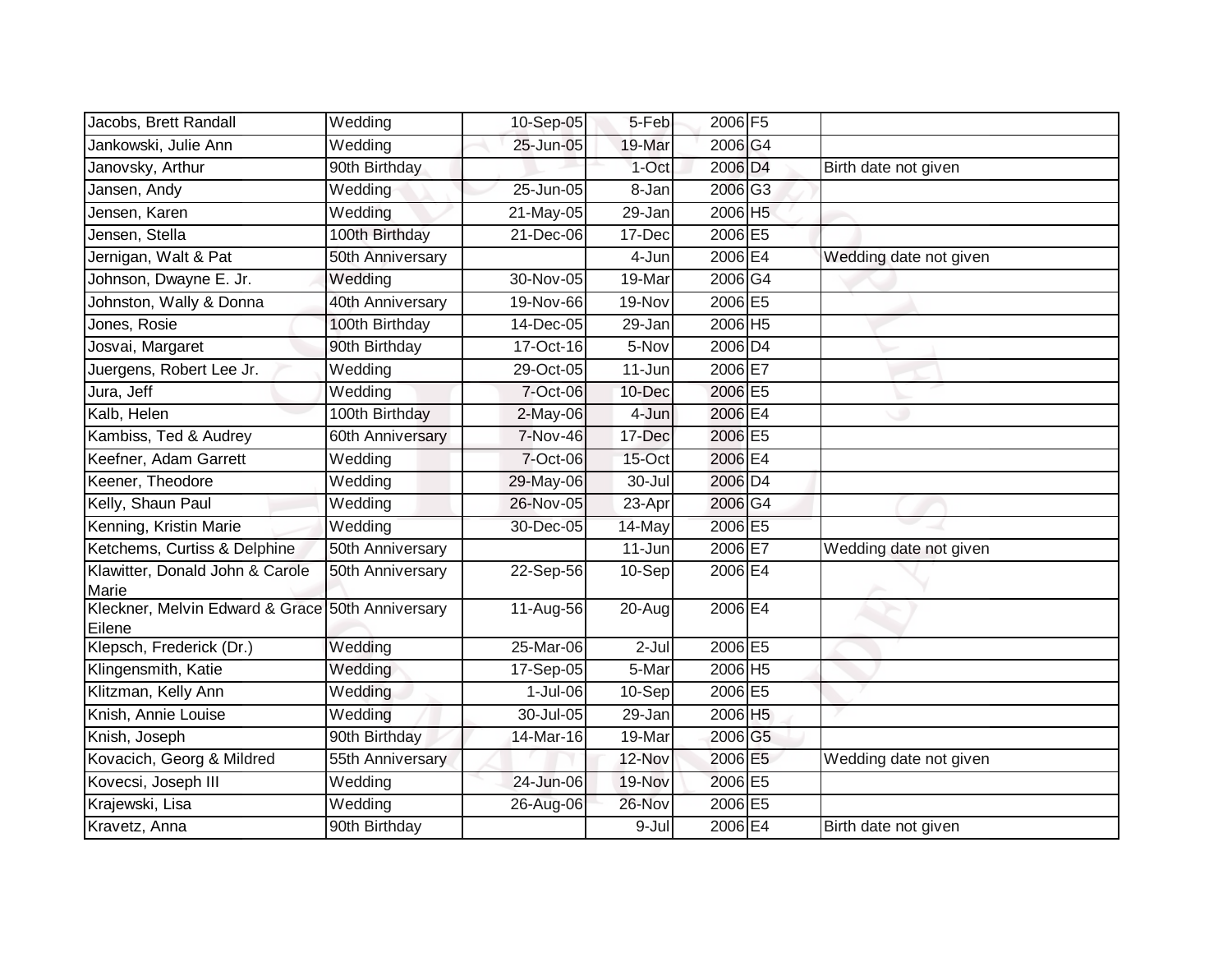| | | | | | | |
|---|---|---|---|---|---|---|
| Jacobs, Brett Randall | Wedding | 10-Sep-05 | 5-Feb | 2006 | F5 | |
| Jankowski, Julie Ann | Wedding | 25-Jun-05 | 19-Mar | 2006 | G4 | |
| Janovsky, Arthur | 90th Birthday | | 1-Oct | 2006 | D4 | Birth date not given |
| Jansen, Andy | Wedding | 25-Jun-05 | 8-Jan | 2006 | G3 | |
| Jensen, Karen | Wedding | 21-May-05 | 29-Jan | 2006 | H5 | |
| Jensen, Stella | 100th Birthday | 21-Dec-06 | 17-Dec | 2006 | E5 | |
| Jernigan, Walt & Pat | 50th Anniversary | | 4-Jun | 2006 | E4 | Wedding date not given |
| Johnson, Dwayne E. Jr. | Wedding | 30-Nov-05 | 19-Mar | 2006 | G4 | |
| Johnston, Wally & Donna | 40th Anniversary | 19-Nov-66 | 19-Nov | 2006 | E5 | |
| Jones, Rosie | 100th Birthday | 14-Dec-05 | 29-Jan | 2006 | H5 | |
| Josvai, Margaret | 90th Birthday | 17-Oct-16 | 5-Nov | 2006 | D4 | |
| Juergens, Robert Lee Jr. | Wedding | 29-Oct-05 | 11-Jun | 2006 | E7 | |
| Jura, Jeff | Wedding | 7-Oct-06 | 10-Dec | 2006 | E5 | |
| Kalb, Helen | 100th Birthday | 2-May-06 | 4-Jun | 2006 | E4 | |
| Kambiss, Ted & Audrey | 60th Anniversary | 7-Nov-46 | 17-Dec | 2006 | E5 | |
| Keefner, Adam Garrett | Wedding | 7-Oct-06 | 15-Oct | 2006 | E4 | |
| Keener, Theodore | Wedding | 29-May-06 | 30-Jul | 2006 | D4 | |
| Kelly, Shaun Paul | Wedding | 26-Nov-05 | 23-Apr | 2006 | G4 | |
| Kenning, Kristin Marie | Wedding | 30-Dec-05 | 14-May | 2006 | E5 | |
| Ketchems, Curtiss & Delphine | 50th Anniversary | | 11-Jun | 2006 | E7 | Wedding date not given |
| Klawitter, Donald John & Carole Marie | 50th Anniversary | 22-Sep-56 | 10-Sep | 2006 | E4 | |
| Kleckner, Melvin Edward & Grace Eilene | 50th Anniversary | 11-Aug-56 | 20-Aug | 2006 | E4 | |
| Klepsch, Frederick (Dr.) | Wedding | 25-Mar-06 | 2-Jul | 2006 | E5 | |
| Klingensmith, Katie | Wedding | 17-Sep-05 | 5-Mar | 2006 | H5 | |
| Klitzman, Kelly Ann | Wedding | 1-Jul-06 | 10-Sep | 2006 | E5 | |
| Knish, Annie Louise | Wedding | 30-Jul-05 | 29-Jan | 2006 | H5 | |
| Knish, Joseph | 90th Birthday | 14-Mar-16 | 19-Mar | 2006 | G5 | |
| Kovacich, Georg & Mildred | 55th Anniversary | | 12-Nov | 2006 | E5 | Wedding date not given |
| Kovecsi, Joseph III | Wedding | 24-Jun-06 | 19-Nov | 2006 | E5 | |
| Krajewski, Lisa | Wedding | 26-Aug-06 | 26-Nov | 2006 | E5 | |
| Kravetz, Anna | 90th Birthday | | 9-Jul | 2006 | E4 | Birth date not given |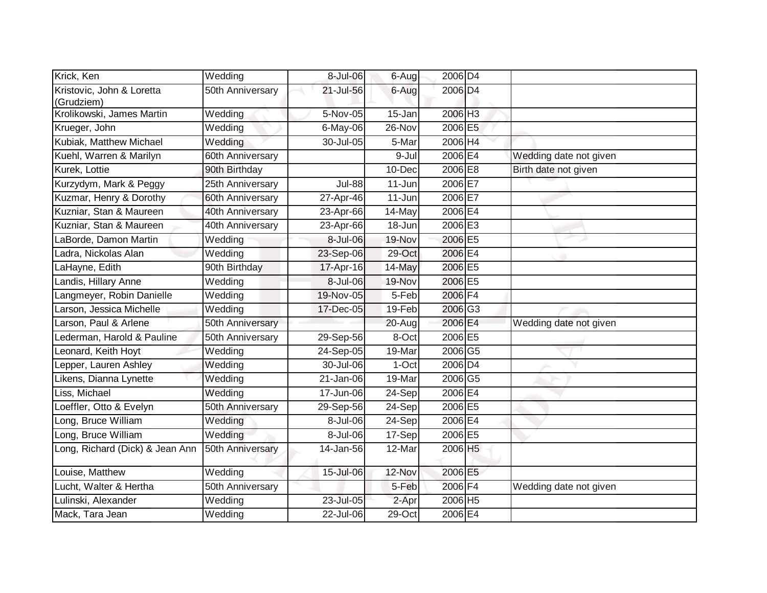| | | | | | | |
|---|---|---|---|---|---|---|
| Krick, Ken | Wedding | 8-Jul-06 | 6-Aug | 2006 | D4 | |
| Kristovic, John & Loretta (Grudziem) | 50th Anniversary | 21-Jul-56 | 6-Aug | 2006 | D4 | |
| Krolikowski, James Martin | Wedding | 5-Nov-05 | 15-Jan | 2006 | H3 | |
| Krueger, John | Wedding | 6-May-06 | 26-Nov | 2006 | E5 | |
| Kubiak, Matthew Michael | Wedding | 30-Jul-05 | 5-Mar | 2006 | H4 | |
| Kuehl, Warren & Marilyn | 60th Anniversary | | 9-Jul | 2006 | E4 | Wedding date not given |
| Kurek, Lottie | 90th Birthday | | 10-Dec | 2006 | E8 | Birth date not given |
| Kurzydym, Mark & Peggy | 25th Anniversary | Jul-88 | 11-Jun | 2006 | E7 | |
| Kuzmar, Henry & Dorothy | 60th Anniversary | 27-Apr-46 | 11-Jun | 2006 | E7 | |
| Kuzniar, Stan & Maureen | 40th Anniversary | 23-Apr-66 | 14-May | 2006 | E4 | |
| Kuzniar, Stan & Maureen | 40th Anniversary | 23-Apr-66 | 18-Jun | 2006 | E3 | |
| LaBorde, Damon Martin | Wedding | 8-Jul-06 | 19-Nov | 2006 | E5 | |
| Ladra, Nickolas Alan | Wedding | 23-Sep-06 | 29-Oct | 2006 | E4 | |
| LaHayne, Edith | 90th Birthday | 17-Apr-16 | 14-May | 2006 | E5 | |
| Landis, Hillary Anne | Wedding | 8-Jul-06 | 19-Nov | 2006 | E5 | |
| Langmeyer, Robin Danielle | Wedding | 19-Nov-05 | 5-Feb | 2006 | F4 | |
| Larson, Jessica Michelle | Wedding | 17-Dec-05 | 19-Feb | 2006 | G3 | |
| Larson, Paul & Arlene | 50th Anniversary | | 20-Aug | 2006 | E4 | Wedding date not given |
| Lederman, Harold & Pauline | 50th Anniversary | 29-Sep-56 | 8-Oct | 2006 | E5 | |
| Leonard, Keith Hoyt | Wedding | 24-Sep-05 | 19-Mar | 2006 | G5 | |
| Lepper, Lauren Ashley | Wedding | 30-Jul-06 | 1-Oct | 2006 | D4 | |
| Likens, Dianna Lynette | Wedding | 21-Jan-06 | 19-Mar | 2006 | G5 | |
| Liss, Michael | Wedding | 17-Jun-06 | 24-Sep | 2006 | E4 | |
| Loeffler, Otto & Evelyn | 50th Anniversary | 29-Sep-56 | 24-Sep | 2006 | E5 | |
| Long, Bruce William | Wedding | 8-Jul-06 | 24-Sep | 2006 | E4 | |
| Long, Bruce William | Wedding | 8-Jul-06 | 17-Sep | 2006 | E5 | |
| Long, Richard (Dick) & Jean Ann | 50th Anniversary | 14-Jan-56 | 12-Mar | 2006 | H5 | |
| Louise, Matthew | Wedding | 15-Jul-06 | 12-Nov | 2006 | E5 | |
| Lucht, Walter & Hertha | 50th Anniversary | | 5-Feb | 2006 | F4 | Wedding date not given |
| Lulinski, Alexander | Wedding | 23-Jul-05 | 2-Apr | 2006 | H5 | |
| Mack, Tara Jean | Wedding | 22-Jul-06 | 29-Oct | 2006 | E4 | |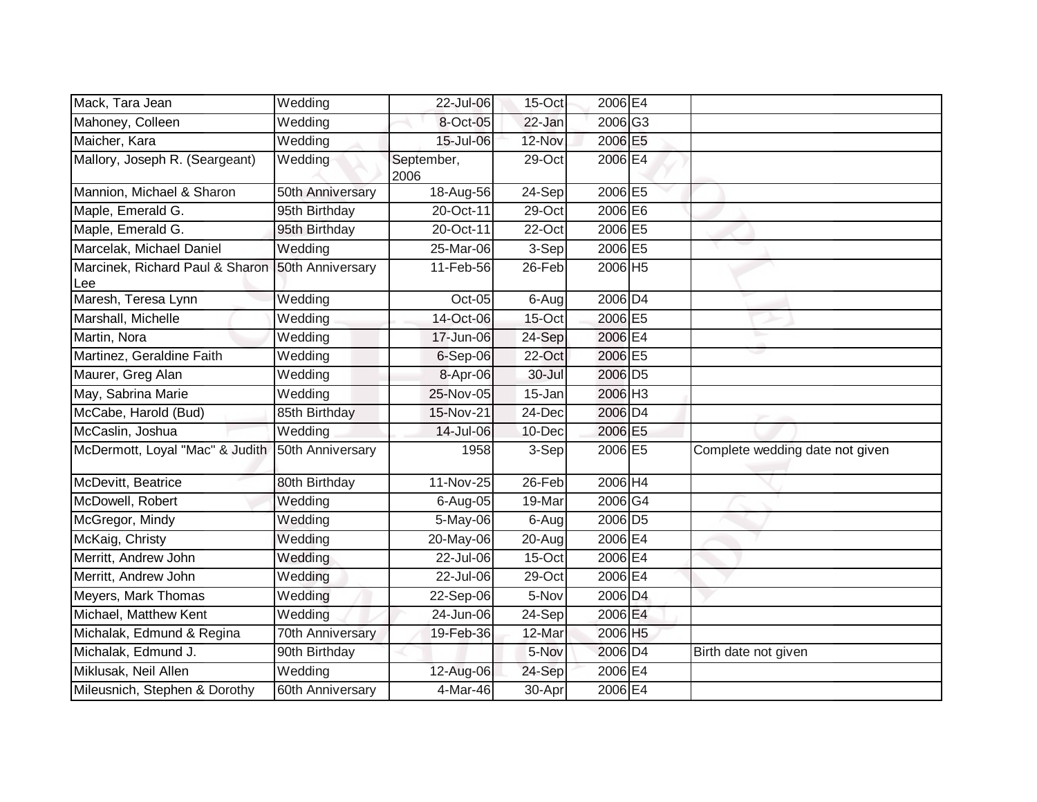| | | | | | | |
|---|---|---|---|---|---|---|
| Mack, Tara Jean | Wedding | 22-Jul-06 | 15-Oct | 2006 | E4 | |
| Mahoney, Colleen | Wedding | 8-Oct-05 | 22-Jan | 2006 | G3 | |
| Maicher, Kara | Wedding | 15-Jul-06 | 12-Nov | 2006 | E5 | |
| Mallory, Joseph R. (Seargeant) | Wedding | September, 2006 | 29-Oct | 2006 | E4 | |
| Mannion, Michael & Sharon | 50th Anniversary | 18-Aug-56 | 24-Sep | 2006 | E5 | |
| Maple, Emerald G. | 95th Birthday | 20-Oct-11 | 29-Oct | 2006 | E6 | |
| Maple, Emerald G. | 95th Birthday | 20-Oct-11 | 22-Oct | 2006 | E5 | |
| Marcelak, Michael Daniel | Wedding | 25-Mar-06 | 3-Sep | 2006 | E5 | |
| Marcinek, Richard Paul & Sharon Lee | 50th Anniversary | 11-Feb-56 | 26-Feb | 2006 | H5 | |
| Maresh, Teresa Lynn | Wedding | Oct-05 | 6-Aug | 2006 | D4 | |
| Marshall, Michelle | Wedding | 14-Oct-06 | 15-Oct | 2006 | E5 | |
| Martin, Nora | Wedding | 17-Jun-06 | 24-Sep | 2006 | E4 | |
| Martinez, Geraldine Faith | Wedding | 6-Sep-06 | 22-Oct | 2006 | E5 | |
| Maurer, Greg Alan | Wedding | 8-Apr-06 | 30-Jul | 2006 | D5 | |
| May, Sabrina Marie | Wedding | 25-Nov-05 | 15-Jan | 2006 | H3 | |
| McCabe, Harold (Bud) | 85th Birthday | 15-Nov-21 | 24-Dec | 2006 | D4 | |
| McCaslin, Joshua | Wedding | 14-Jul-06 | 10-Dec | 2006 | E5 | |
| McDermott, Loyal "Mac" & Judith | 50th Anniversary | 1958 | 3-Sep | 2006 | E5 | Complete wedding date not given |
| McDevitt, Beatrice | 80th Birthday | 11-Nov-25 | 26-Feb | 2006 | H4 | |
| McDowell, Robert | Wedding | 6-Aug-05 | 19-Mar | 2006 | G4 | |
| McGregor, Mindy | Wedding | 5-May-06 | 6-Aug | 2006 | D5 | |
| McKaig, Christy | Wedding | 20-May-06 | 20-Aug | 2006 | E4 | |
| Merritt, Andrew John | Wedding | 22-Jul-06 | 15-Oct | 2006 | E4 | |
| Merritt, Andrew John | Wedding | 22-Jul-06 | 29-Oct | 2006 | E4 | |
| Meyers, Mark Thomas | Wedding | 22-Sep-06 | 5-Nov | 2006 | D4 | |
| Michael, Matthew Kent | Wedding | 24-Jun-06 | 24-Sep | 2006 | E4 | |
| Michalak, Edmund & Regina | 70th Anniversary | 19-Feb-36 | 12-Mar | 2006 | H5 | |
| Michalak, Edmund J. | 90th Birthday | | 5-Nov | 2006 | D4 | Birth date not given |
| Miklusak, Neil Allen | Wedding | 12-Aug-06 | 24-Sep | 2006 | E4 | |
| Mileusnich, Stephen & Dorothy | 60th Anniversary | 4-Mar-46 | 30-Apr | 2006 | E4 | |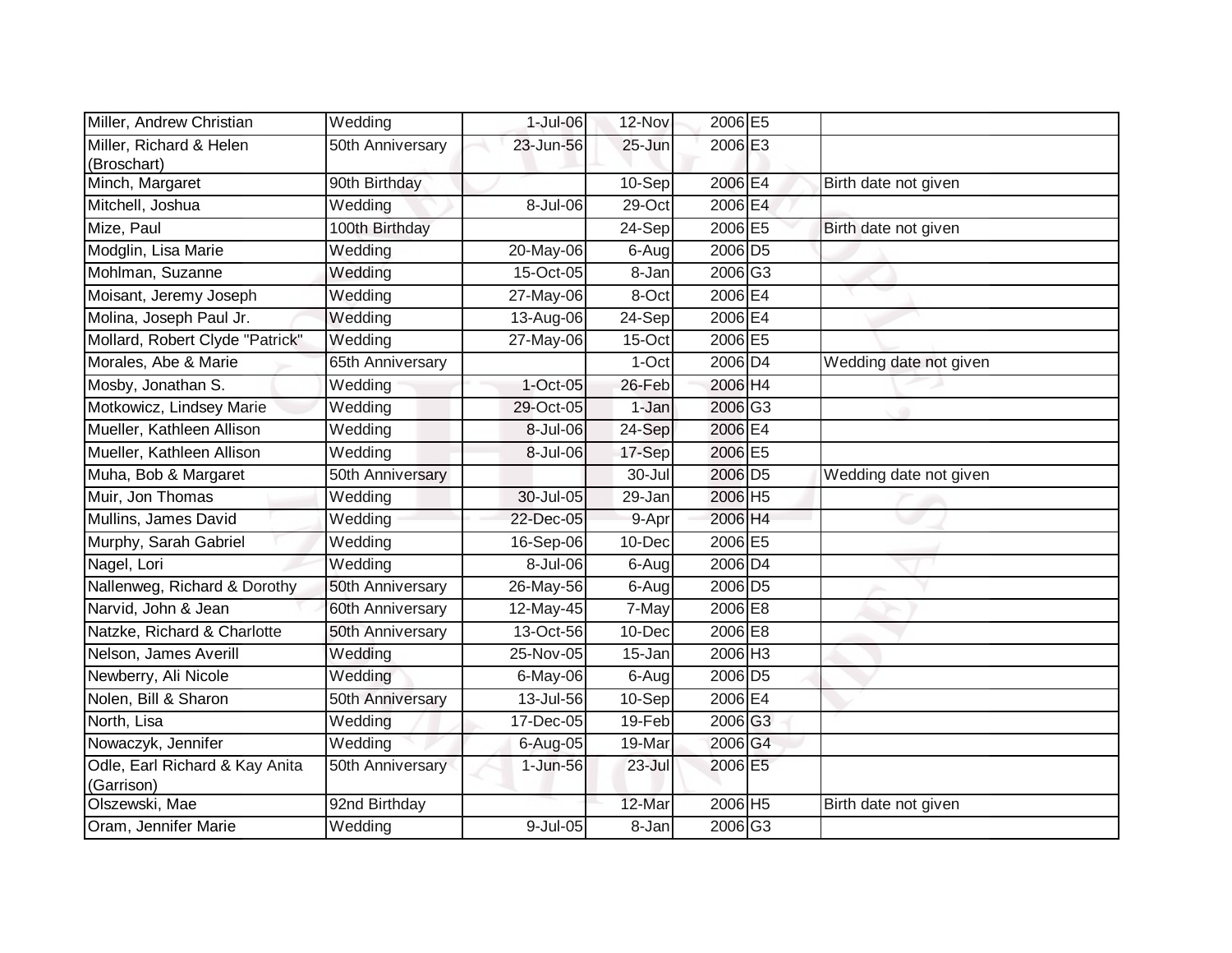| | | | | | | |
|---|---|---|---|---|---|---|
| Miller, Andrew Christian | Wedding | 1-Jul-06 | 12-Nov | 2006 | E5 | |
| Miller, Richard & Helen (Broschart) | 50th Anniversary | 23-Jun-56 | 25-Jun | 2006 | E3 | |
| Minch, Margaret | 90th Birthday | | 10-Sep | 2006 | E4 | Birth date not given |
| Mitchell, Joshua | Wedding | 8-Jul-06 | 29-Oct | 2006 | E4 | |
| Mize, Paul | 100th Birthday | | 24-Sep | 2006 | E5 | Birth date not given |
| Modglin, Lisa Marie | Wedding | 20-May-06 | 6-Aug | 2006 | D5 | |
| Mohlman, Suzanne | Wedding | 15-Oct-05 | 8-Jan | 2006 | G3 | |
| Moisant, Jeremy Joseph | Wedding | 27-May-06 | 8-Oct | 2006 | E4 | |
| Molina, Joseph Paul Jr. | Wedding | 13-Aug-06 | 24-Sep | 2006 | E4 | |
| Mollard, Robert Clyde "Patrick" | Wedding | 27-May-06 | 15-Oct | 2006 | E5 | |
| Morales, Abe & Marie | 65th Anniversary | | 1-Oct | 2006 | D4 | Wedding date not given |
| Mosby, Jonathan S. | Wedding | 1-Oct-05 | 26-Feb | 2006 | H4 | |
| Motkowicz, Lindsey Marie | Wedding | 29-Oct-05 | 1-Jan | 2006 | G3 | |
| Mueller, Kathleen Allison | Wedding | 8-Jul-06 | 24-Sep | 2006 | E4 | |
| Mueller, Kathleen Allison | Wedding | 8-Jul-06 | 17-Sep | 2006 | E5 | |
| Muha, Bob & Margaret | 50th Anniversary | | 30-Jul | 2006 | D5 | Wedding date not given |
| Muir, Jon Thomas | Wedding | 30-Jul-05 | 29-Jan | 2006 | H5 | |
| Mullins, James David | Wedding | 22-Dec-05 | 9-Apr | 2006 | H4 | |
| Murphy, Sarah Gabriel | Wedding | 16-Sep-06 | 10-Dec | 2006 | E5 | |
| Nagel, Lori | Wedding | 8-Jul-06 | 6-Aug | 2006 | D4 | |
| Nallenweg, Richard & Dorothy | 50th Anniversary | 26-May-56 | 6-Aug | 2006 | D5 | |
| Narvid, John & Jean | 60th Anniversary | 12-May-45 | 7-May | 2006 | E8 | |
| Natzke, Richard & Charlotte | 50th Anniversary | 13-Oct-56 | 10-Dec | 2006 | E8 | |
| Nelson, James Averill | Wedding | 25-Nov-05 | 15-Jan | 2006 | H3 | |
| Newberry, Ali Nicole | Wedding | 6-May-06 | 6-Aug | 2006 | D5 | |
| Nolen, Bill & Sharon | 50th Anniversary | 13-Jul-56 | 10-Sep | 2006 | E4 | |
| North, Lisa | Wedding | 17-Dec-05 | 19-Feb | 2006 | G3 | |
| Nowaczyk, Jennifer | Wedding | 6-Aug-05 | 19-Mar | 2006 | G4 | |
| Odle, Earl Richard & Kay Anita (Garrison) | 50th Anniversary | 1-Jun-56 | 23-Jul | 2006 | E5 | |
| Olszewski, Mae | 92nd Birthday | | 12-Mar | 2006 | H5 | Birth date not given |
| Oram, Jennifer Marie | Wedding | 9-Jul-05 | 8-Jan | 2006 | G3 | |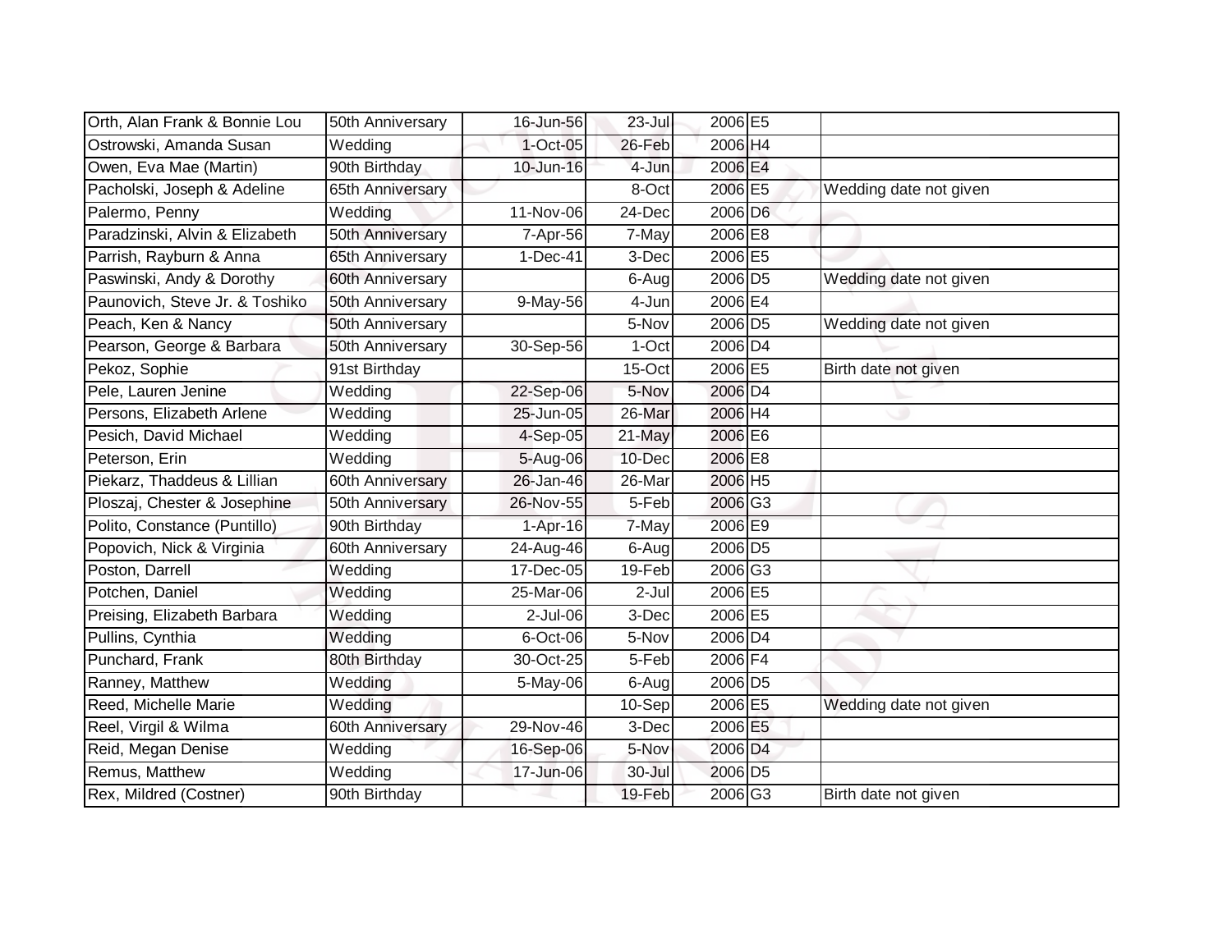| | | | | | | |
|---|---|---|---|---|---|---|
| Orth, Alan Frank & Bonnie Lou | 50th Anniversary | 16-Jun-56 | 23-Jul | 2006 | E5 | |
| Ostrowski, Amanda Susan | Wedding | 1-Oct-05 | 26-Feb | 2006 | H4 | |
| Owen, Eva Mae (Martin) | 90th Birthday | 10-Jun-16 | 4-Jun | 2006 | E4 | |
| Pacholski, Joseph & Adeline | 65th Anniversary | | 8-Oct | 2006 | E5 | Wedding date not given |
| Palermo, Penny | Wedding | 11-Nov-06 | 24-Dec | 2006 | D6 | |
| Paradzinski, Alvin & Elizabeth | 50th Anniversary | 7-Apr-56 | 7-May | 2006 | E8 | |
| Parrish, Rayburn & Anna | 65th Anniversary | 1-Dec-41 | 3-Dec | 2006 | E5 | |
| Paswinski, Andy & Dorothy | 60th Anniversary | | 6-Aug | 2006 | D5 | Wedding date not given |
| Paunovich, Steve Jr. & Toshiko | 50th Anniversary | 9-May-56 | 4-Jun | 2006 | E4 | |
| Peach, Ken & Nancy | 50th Anniversary | | 5-Nov | 2006 | D5 | Wedding date not given |
| Pearson, George & Barbara | 50th Anniversary | 30-Sep-56 | 1-Oct | 2006 | D4 | |
| Pekoz, Sophie | 91st Birthday | | 15-Oct | 2006 | E5 | Birth date not given |
| Pele, Lauren Jenine | Wedding | 22-Sep-06 | 5-Nov | 2006 | D4 | |
| Persons, Elizabeth Arlene | Wedding | 25-Jun-05 | 26-Mar | 2006 | H4 | |
| Pesich, David Michael | Wedding | 4-Sep-05 | 21-May | 2006 | E6 | |
| Peterson, Erin | Wedding | 5-Aug-06 | 10-Dec | 2006 | E8 | |
| Piekarz, Thaddeus & Lillian | 60th Anniversary | 26-Jan-46 | 26-Mar | 2006 | H5 | |
| Ploszaj, Chester & Josephine | 50th Anniversary | 26-Nov-55 | 5-Feb | 2006 | G3 | |
| Polito, Constance (Puntillo) | 90th Birthday | 1-Apr-16 | 7-May | 2006 | E9 | |
| Popovich, Nick & Virginia | 60th Anniversary | 24-Aug-46 | 6-Aug | 2006 | D5 | |
| Poston, Darrell | Wedding | 17-Dec-05 | 19-Feb | 2006 | G3 | |
| Potchen, Daniel | Wedding | 25-Mar-06 | 2-Jul | 2006 | E5 | |
| Preising, Elizabeth Barbara | Wedding | 2-Jul-06 | 3-Dec | 2006 | E5 | |
| Pullins, Cynthia | Wedding | 6-Oct-06 | 5-Nov | 2006 | D4 | |
| Punchard, Frank | 80th Birthday | 30-Oct-25 | 5-Feb | 2006 | F4 | |
| Ranney, Matthew | Wedding | 5-May-06 | 6-Aug | 2006 | D5 | |
| Reed, Michelle Marie | Wedding | | 10-Sep | 2006 | E5 | Wedding date not given |
| Reel, Virgil & Wilma | 60th Anniversary | 29-Nov-46 | 3-Dec | 2006 | E5 | |
| Reid, Megan Denise | Wedding | 16-Sep-06 | 5-Nov | 2006 | D4 | |
| Remus, Matthew | Wedding | 17-Jun-06 | 30-Jul | 2006 | D5 | |
| Rex, Mildred (Costner) | 90th Birthday | | 19-Feb | 2006 | G3 | Birth date not given |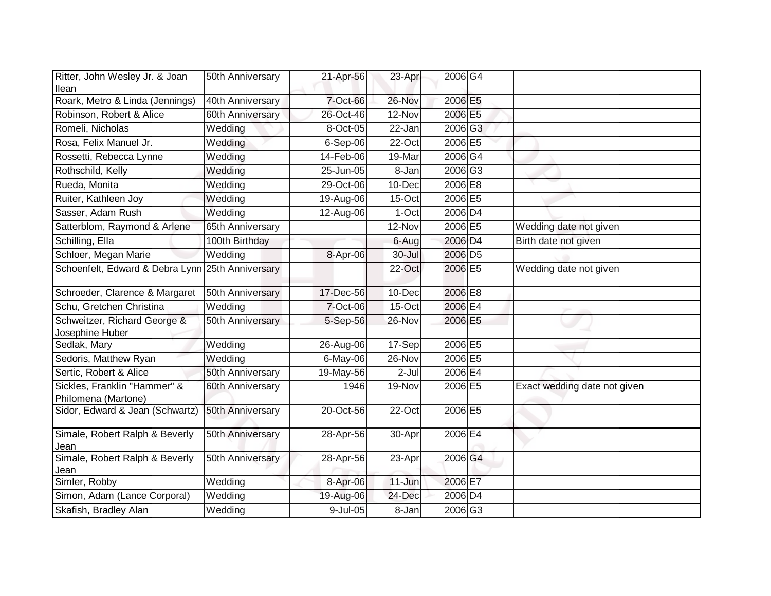| | | | | | | |
|---|---|---|---|---|---|---|
| Ritter, John Wesley Jr. & Joan Ilean | 50th Anniversary | 21-Apr-56 | 23-Apr | 2006 | G4 | |
| Roark, Metro & Linda (Jennings) | 40th Anniversary | 7-Oct-66 | 26-Nov | 2006 | E5 | |
| Robinson, Robert & Alice | 60th Anniversary | 26-Oct-46 | 12-Nov | 2006 | E5 | |
| Romeli, Nicholas | Wedding | 8-Oct-05 | 22-Jan | 2006 | G3 | |
| Rosa, Felix Manuel Jr. | Wedding | 6-Sep-06 | 22-Oct | 2006 | E5 | |
| Rossetti, Rebecca Lynne | Wedding | 14-Feb-06 | 19-Mar | 2006 | G4 | |
| Rothschild, Kelly | Wedding | 25-Jun-05 | 8-Jan | 2006 | G3 | |
| Rueda, Monita | Wedding | 29-Oct-06 | 10-Dec | 2006 | E8 | |
| Ruiter, Kathleen Joy | Wedding | 19-Aug-06 | 15-Oct | 2006 | E5 | |
| Sasser, Adam Rush | Wedding | 12-Aug-06 | 1-Oct | 2006 | D4 | |
| Satterblom, Raymond & Arlene | 65th Anniversary | | 12-Nov | 2006 | E5 | Wedding date not given |
| Schilling, Ella | 100th Birthday | | 6-Aug | 2006 | D4 | Birth date not given |
| Schloer, Megan Marie | Wedding | 8-Apr-06 | 30-Jul | 2006 | D5 | |
| Schoenfelt, Edward & Debra Lynn | 25th Anniversary | | 22-Oct | 2006 | E5 | Wedding date not given |
| Schroeder, Clarence & Margaret | 50th Anniversary | 17-Dec-56 | 10-Dec | 2006 | E8 | |
| Schu, Gretchen Christina | Wedding | 7-Oct-06 | 15-Oct | 2006 | E4 | |
| Schweitzer, Richard George & Josephine Huber | 50th Anniversary | 5-Sep-56 | 26-Nov | 2006 | E5 | |
| Sedlak, Mary | Wedding | 26-Aug-06 | 17-Sep | 2006 | E5 | |
| Sedoris, Matthew Ryan | Wedding | 6-May-06 | 26-Nov | 2006 | E5 | |
| Sertic, Robert & Alice | 50th Anniversary | 19-May-56 | 2-Jul | 2006 | E4 | |
| Sickles, Franklin "Hammer" & Philomena (Martone) | 60th Anniversary | 1946 | 19-Nov | 2006 | E5 | Exact wedding date not given |
| Sidor, Edward & Jean (Schwartz) | 50th Anniversary | 20-Oct-56 | 22-Oct | 2006 | E5 | |
| Simale, Robert Ralph & Beverly Jean | 50th Anniversary | 28-Apr-56 | 30-Apr | 2006 | E4 | |
| Simale, Robert Ralph & Beverly Jean | 50th Anniversary | 28-Apr-56 | 23-Apr | 2006 | G4 | |
| Simler, Robby | Wedding | 8-Apr-06 | 11-Jun | 2006 | E7 | |
| Simon, Adam (Lance Corporal) | Wedding | 19-Aug-06 | 24-Dec | 2006 | D4 | |
| Skafish, Bradley Alan | Wedding | 9-Jul-05 | 8-Jan | 2006 | G3 | |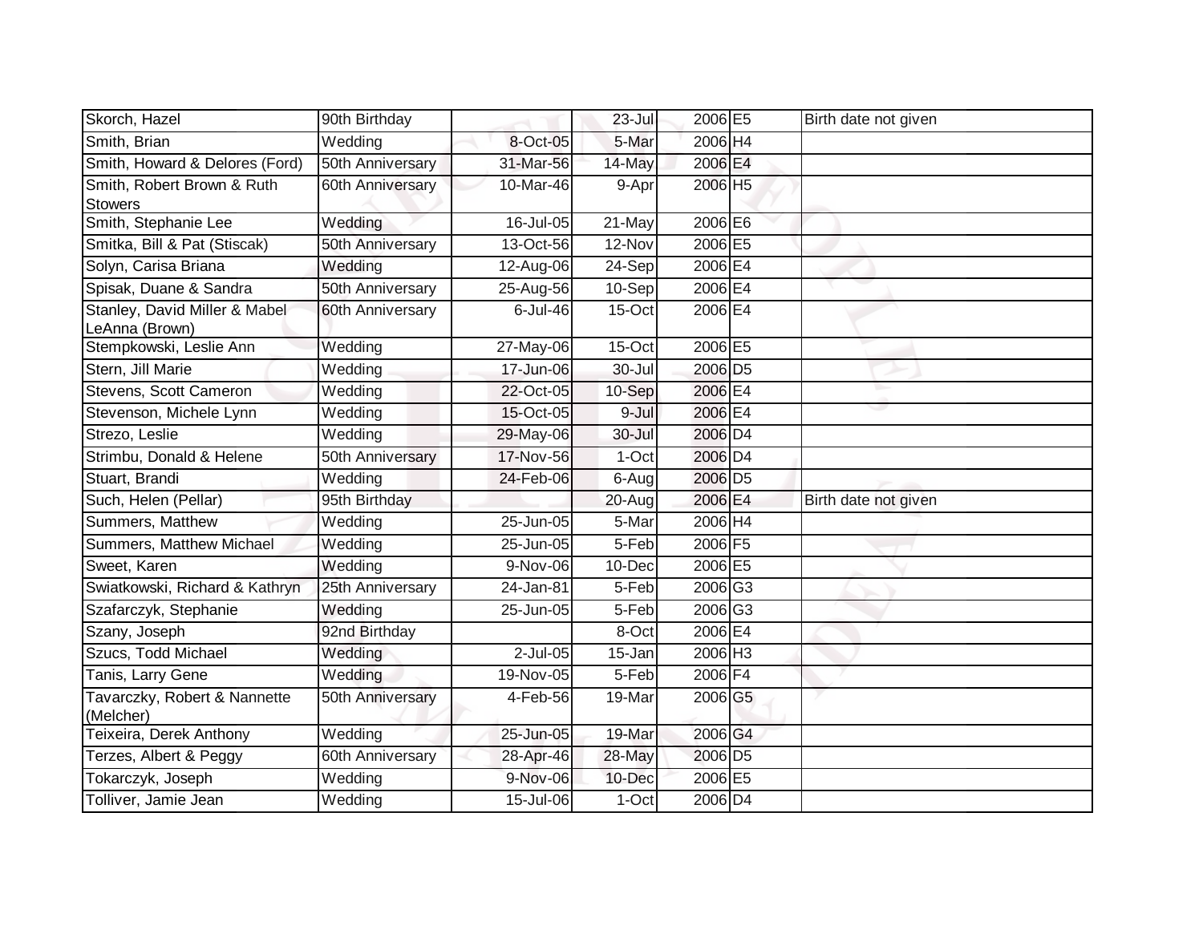| | | | | | | |
|---|---|---|---|---|---|---|
| Skorch, Hazel | 90th Birthday | | 23-Jul | 2006 | E5 | Birth date not given |
| Smith, Brian | Wedding | 8-Oct-05 | 5-Mar | 2006 | H4 | |
| Smith, Howard & Delores (Ford) | 50th Anniversary | 31-Mar-56 | 14-May | 2006 | E4 | |
| Smith, Robert Brown & Ruth Stowers | 60th Anniversary | 10-Mar-46 | 9-Apr | 2006 | H5 | |
| Smith, Stephanie Lee | Wedding | 16-Jul-05 | 21-May | 2006 | E6 | |
| Smitka, Bill & Pat (Stiscak) | 50th Anniversary | 13-Oct-56 | 12-Nov | 2006 | E5 | |
| Solyn, Carisa Briana | Wedding | 12-Aug-06 | 24-Sep | 2006 | E4 | |
| Spisak, Duane & Sandra | 50th Anniversary | 25-Aug-56 | 10-Sep | 2006 | E4 | |
| Stanley, David Miller & Mabel LeAnna (Brown) | 60th Anniversary | 6-Jul-46 | 15-Oct | 2006 | E4 | |
| Stempkowski, Leslie Ann | Wedding | 27-May-06 | 15-Oct | 2006 | E5 | |
| Stern, Jill Marie | Wedding | 17-Jun-06 | 30-Jul | 2006 | D5 | |
| Stevens, Scott Cameron | Wedding | 22-Oct-05 | 10-Sep | 2006 | E4 | |
| Stevenson, Michele Lynn | Wedding | 15-Oct-05 | 9-Jul | 2006 | E4 | |
| Strezo, Leslie | Wedding | 29-May-06 | 30-Jul | 2006 | D4 | |
| Strimbu, Donald & Helene | 50th Anniversary | 17-Nov-56 | 1-Oct | 2006 | D4 | |
| Stuart, Brandi | Wedding | 24-Feb-06 | 6-Aug | 2006 | D5 | |
| Such, Helen (Pellar) | 95th Birthday | | 20-Aug | 2006 | E4 | Birth date not given |
| Summers, Matthew | Wedding | 25-Jun-05 | 5-Mar | 2006 | H4 | |
| Summers, Matthew Michael | Wedding | 25-Jun-05 | 5-Feb | 2006 | F5 | |
| Sweet, Karen | Wedding | 9-Nov-06 | 10-Dec | 2006 | E5 | |
| Swiatkowski, Richard & Kathryn | 25th Anniversary | 24-Jan-81 | 5-Feb | 2006 | G3 | |
| Szafarczyk, Stephanie | Wedding | 25-Jun-05 | 5-Feb | 2006 | G3 | |
| Szany, Joseph | 92nd Birthday | | 8-Oct | 2006 | E4 | |
| Szucs, Todd Michael | Wedding | 2-Jul-05 | 15-Jan | 2006 | H3 | |
| Tanis, Larry Gene | Wedding | 19-Nov-05 | 5-Feb | 2006 | F4 | |
| Tavarczky, Robert & Nannette (Melcher) | 50th Anniversary | 4-Feb-56 | 19-Mar | 2006 | G5 | |
| Teixeira, Derek Anthony | Wedding | 25-Jun-05 | 19-Mar | 2006 | G4 | |
| Terzes, Albert & Peggy | 60th Anniversary | 28-Apr-46 | 28-May | 2006 | D5 | |
| Tokarczyk, Joseph | Wedding | 9-Nov-06 | 10-Dec | 2006 | E5 | |
| Tolliver, Jamie Jean | Wedding | 15-Jul-06 | 1-Oct | 2006 | D4 | |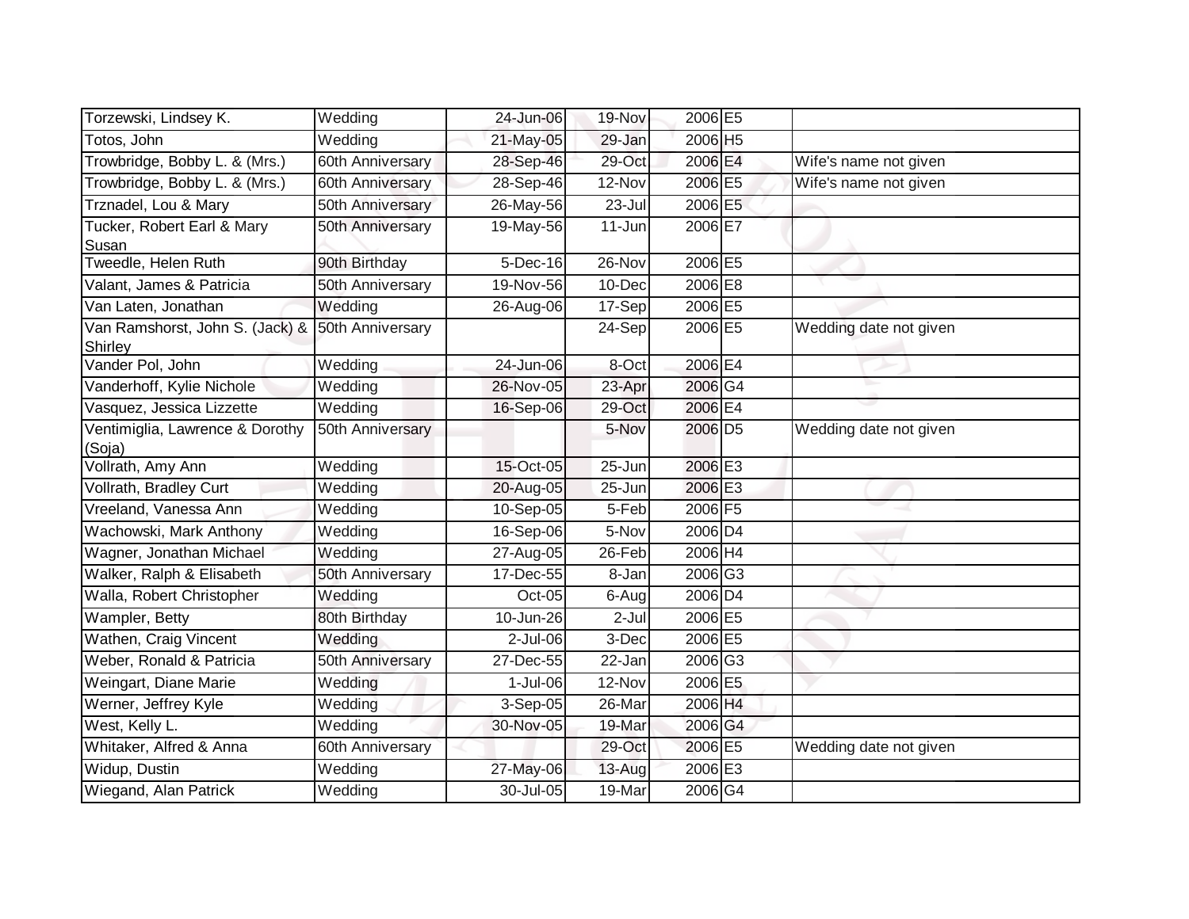| | | | | | | |
|---|---|---|---|---|---|---|
| Torzewski, Lindsey K. | Wedding | 24-Jun-06 | 19-Nov | 2006 | E5 | |
| Totos, John | Wedding | 21-May-05 | 29-Jan | 2006 | H5 | |
| Trowbridge, Bobby L. & (Mrs.) | 60th Anniversary | 28-Sep-46 | 29-Oct | 2006 | E4 | Wife's name not given |
| Trowbridge, Bobby L. & (Mrs.) | 60th Anniversary | 28-Sep-46 | 12-Nov | 2006 | E5 | Wife's name not given |
| Trznadel, Lou & Mary | 50th Anniversary | 26-May-56 | 23-Jul | 2006 | E5 | |
| Tucker, Robert Earl & Mary Susan | 50th Anniversary | 19-May-56 | 11-Jun | 2006 | E7 | |
| Tweedle, Helen Ruth | 90th Birthday | 5-Dec-16 | 26-Nov | 2006 | E5 | |
| Valant, James & Patricia | 50th Anniversary | 19-Nov-56 | 10-Dec | 2006 | E8 | |
| Van Laten, Jonathan | Wedding | 26-Aug-06 | 17-Sep | 2006 | E5 | |
| Van Ramshorst, John S. (Jack) & Shirley | 50th Anniversary | | 24-Sep | 2006 | E5 | Wedding date not given |
| Vander Pol, John | Wedding | 24-Jun-06 | 8-Oct | 2006 | E4 | |
| Vanderhoff, Kylie Nichole | Wedding | 26-Nov-05 | 23-Apr | 2006 | G4 | |
| Vasquez, Jessica Lizzette | Wedding | 16-Sep-06 | 29-Oct | 2006 | E4 | |
| Ventimiglia, Lawrence & Dorothy (Soja) | 50th Anniversary | | 5-Nov | 2006 | D5 | Wedding date not given |
| Vollrath, Amy Ann | Wedding | 15-Oct-05 | 25-Jun | 2006 | E3 | |
| Vollrath, Bradley Curt | Wedding | 20-Aug-05 | 25-Jun | 2006 | E3 | |
| Vreeland, Vanessa Ann | Wedding | 10-Sep-05 | 5-Feb | 2006 | F5 | |
| Wachowski, Mark Anthony | Wedding | 16-Sep-06 | 5-Nov | 2006 | D4 | |
| Wagner, Jonathan Michael | Wedding | 27-Aug-05 | 26-Feb | 2006 | H4 | |
| Walker, Ralph & Elisabeth | 50th Anniversary | 17-Dec-55 | 8-Jan | 2006 | G3 | |
| Walla, Robert Christopher | Wedding | Oct-05 | 6-Aug | 2006 | D4 | |
| Wampler, Betty | 80th Birthday | 10-Jun-26 | 2-Jul | 2006 | E5 | |
| Wathen, Craig Vincent | Wedding | 2-Jul-06 | 3-Dec | 2006 | E5 | |
| Weber, Ronald & Patricia | 50th Anniversary | 27-Dec-55 | 22-Jan | 2006 | G3 | |
| Weingart, Diane Marie | Wedding | 1-Jul-06 | 12-Nov | 2006 | E5 | |
| Werner, Jeffrey Kyle | Wedding | 3-Sep-05 | 26-Mar | 2006 | H4 | |
| West, Kelly L. | Wedding | 30-Nov-05 | 19-Mar | 2006 | G4 | |
| Whitaker, Alfred & Anna | 60th Anniversary | | 29-Oct | 2006 | E5 | Wedding date not given |
| Widup, Dustin | Wedding | 27-May-06 | 13-Aug | 2006 | E3 | |
| Wiegand, Alan Patrick | Wedding | 30-Jul-05 | 19-Mar | 2006 | G4 | |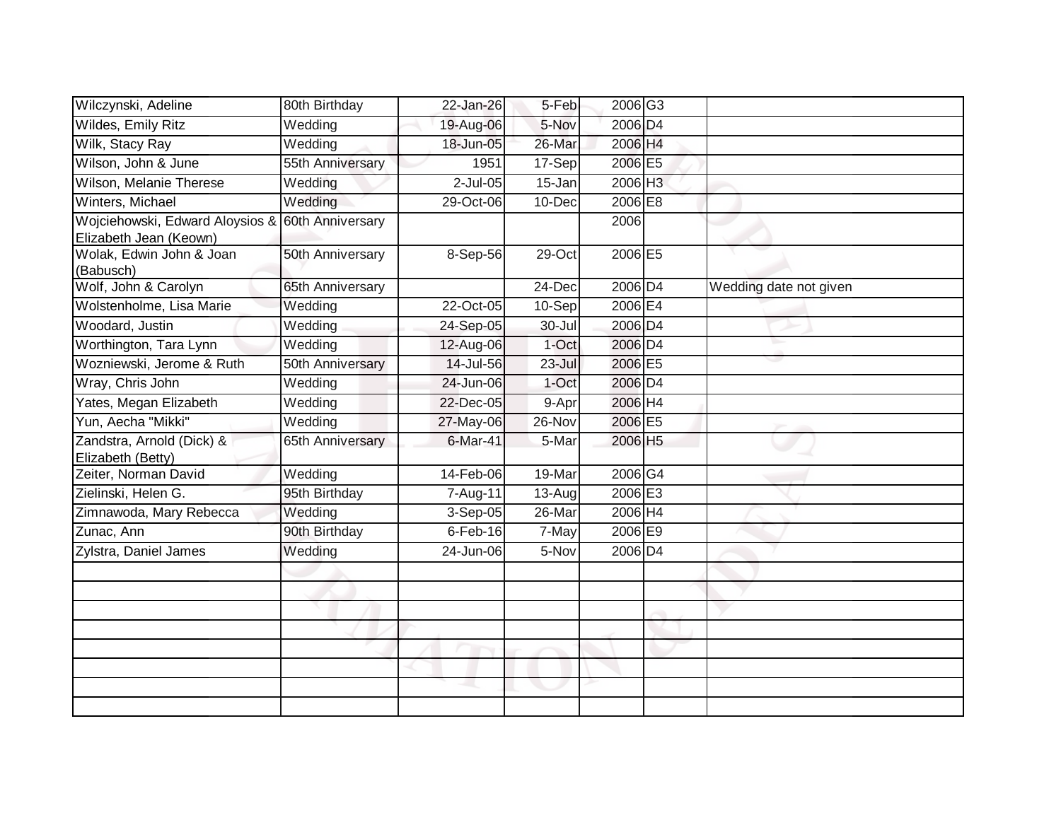| | | | | | | |
|---|---|---|---|---|---|---|
| Wilczynski, Adeline | 80th Birthday | 22-Jan-26 | 5-Feb | 2006 | G3 | |
| Wildes, Emily Ritz | Wedding | 19-Aug-06 | 5-Nov | 2006 | D4 | |
| Wilk, Stacy Ray | Wedding | 18-Jun-05 | 26-Mar | 2006 | H4 | |
| Wilson, John & June | 55th Anniversary | 1951 | 17-Sep | 2006 | E5 | |
| Wilson, Melanie Therese | Wedding | 2-Jul-05 | 15-Jan | 2006 | H3 | |
| Winters, Michael | Wedding | 29-Oct-06 | 10-Dec | 2006 | E8 | |
| Wojciehowski, Edward Aloysios & Elizabeth Jean (Keown) | 60th Anniversary | | | 2006 | | |
| Wolak, Edwin John & Joan (Babusch) | 50th Anniversary | 8-Sep-56 | 29-Oct | 2006 | E5 | |
| Wolf, John & Carolyn | 65th Anniversary | | 24-Dec | 2006 | D4 | Wedding date not given |
| Wolstenholme, Lisa Marie | Wedding | 22-Oct-05 | 10-Sep | 2006 | E4 | |
| Woodard, Justin | Wedding | 24-Sep-05 | 30-Jul | 2006 | D4 | |
| Worthington, Tara Lynn | Wedding | 12-Aug-06 | 1-Oct | 2006 | D4 | |
| Wozniewski, Jerome & Ruth | 50th Anniversary | 14-Jul-56 | 23-Jul | 2006 | E5 | |
| Wray, Chris John | Wedding | 24-Jun-06 | 1-Oct | 2006 | D4 | |
| Yates, Megan Elizabeth | Wedding | 22-Dec-05 | 9-Apr | 2006 | H4 | |
| Yun, Aecha "Mikki" | Wedding | 27-May-06 | 26-Nov | 2006 | E5 | |
| Zandstra, Arnold (Dick) & Elizabeth (Betty) | 65th Anniversary | 6-Mar-41 | 5-Mar | 2006 | H5 | |
| Zeiter, Norman David | Wedding | 14-Feb-06 | 19-Mar | 2006 | G4 | |
| Zielinski, Helen G. | 95th Birthday | 7-Aug-11 | 13-Aug | 2006 | E3 | |
| Zimnawoda, Mary Rebecca | Wedding | 3-Sep-05 | 26-Mar | 2006 | H4 | |
| Zunac, Ann | 90th Birthday | 6-Feb-16 | 7-May | 2006 | E9 | |
| Zylstra, Daniel James | Wedding | 24-Jun-06 | 5-Nov | 2006 | D4 | |
| | | | | | | |
| | | | | | | |
| | | | | | | |
| | | | | | | |
| | | | | | | |
| | | | | | | |
| | | | | | | |
| | | | | | | |